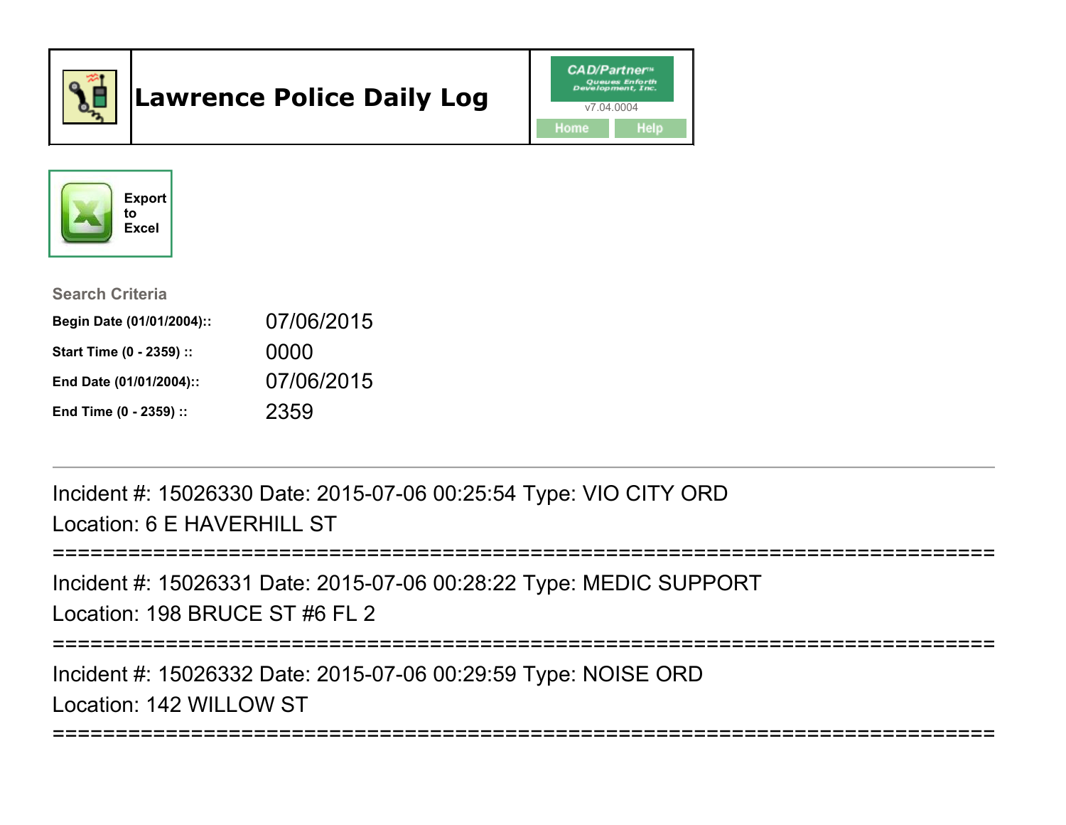# Lawrence Police Daily Log

CAD/Partner™ Queues Enforth Development, Inc.

v7.04.0004

Home Help

Export to Excel

**Search Criteria**

| | |
|---|---|
| **Begin Date (01/01/2004)::** | 07/06/2015 |
| **Start Time (0 - 2359) ::** | 0000 |
| **End Date (01/01/2004)::** | 07/06/2015 |
| **End Time (0 - 2359) ::** | 2359 |

---

Incident #: 15026330 Date: 2015-07-06 00:25:54 Type: VIO CITY ORD

Location: 6 E HAVERHILL ST

===========================================================================

Incident #: 15026331 Date: 2015-07-06 00:28:22 Type: MEDIC SUPPORT

Location: 198 BRUCE ST #6 FL 2

===========================================================================

Incident #: 15026332 Date: 2015-07-06 00:29:59 Type: NOISE ORD

Location: 142 WILLOW ST

===========================================================================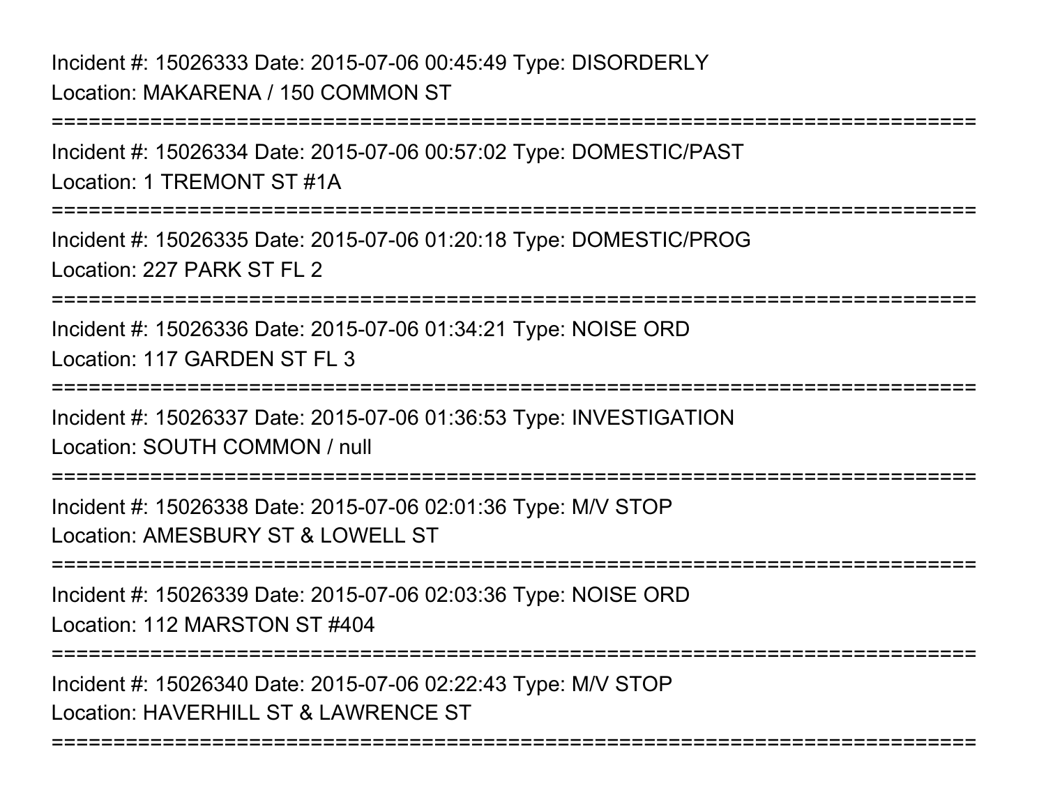Incident #: 15026333 Date: 2015-07-06 00:45:49 Type: DISORDERLY
Location: MAKARENA / 150 COMMON ST

===========================================================================

Incident #: 15026334 Date: 2015-07-06 00:57:02 Type: DOMESTIC/PAST
Location: 1 TREMONT ST #1A

===========================================================================

Incident #: 15026335 Date: 2015-07-06 01:20:18 Type: DOMESTIC/PROG
Location: 227 PARK ST FL 2

===========================================================================

Incident #: 15026336 Date: 2015-07-06 01:34:21 Type: NOISE ORD
Location: 117 GARDEN ST FL 3

===========================================================================

Incident #: 15026337 Date: 2015-07-06 01:36:53 Type: INVESTIGATION
Location: SOUTH COMMON / null

===========================================================================

Incident #: 15026338 Date: 2015-07-06 02:01:36 Type: M/V STOP
Location: AMESBURY ST & LOWELL ST

===========================================================================

Incident #: 15026339 Date: 2015-07-06 02:03:36 Type: NOISE ORD
Location: 112 MARSTON ST #404

===========================================================================

Incident #: 15026340 Date: 2015-07-06 02:22:43 Type: M/V STOP
Location: HAVERHILL ST & LAWRENCE ST

===========================================================================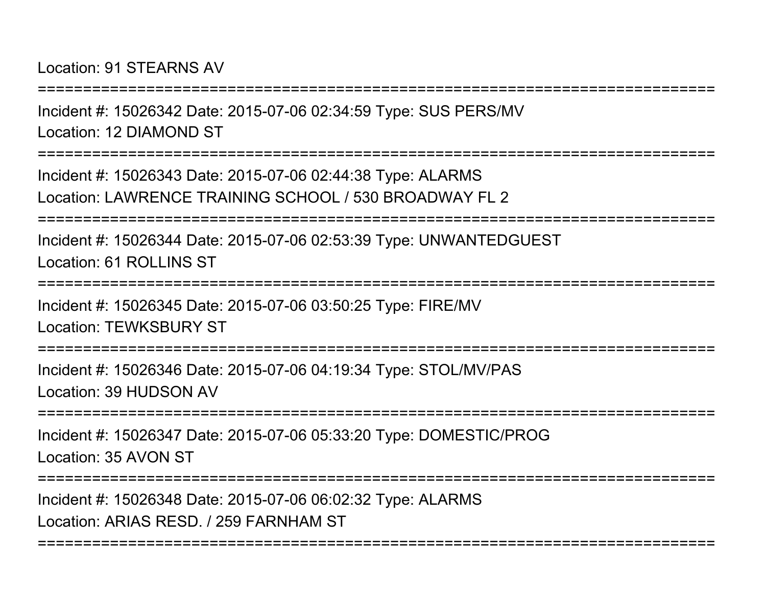Location: 91 STEARNS AV

===========================================================================

Incident #: 15026342 Date: 2015-07-06 02:34:59 Type: SUS PERS/MV

Location: 12 DIAMOND ST

===========================================================================

Incident #: 15026343 Date: 2015-07-06 02:44:38 Type: ALARMS

Location: LAWRENCE TRAINING SCHOOL / 530 BROADWAY FL 2

===========================================================================

Incident #: 15026344 Date: 2015-07-06 02:53:39 Type: UNWANTEDGUEST

Location: 61 ROLLINS ST

===========================================================================

Incident #: 15026345 Date: 2015-07-06 03:50:25 Type: FIRE/MV

Location: TEWKSBURY ST

===========================================================================

Incident #: 15026346 Date: 2015-07-06 04:19:34 Type: STOL/MV/PAS

Location: 39 HUDSON AV

===========================================================================

Incident #: 15026347 Date: 2015-07-06 05:33:20 Type: DOMESTIC/PROG

Location: 35 AVON ST

===========================================================================

Incident #: 15026348 Date: 2015-07-06 06:02:32 Type: ALARMS

Location: ARIAS RESD. / 259 FARNHAM ST

===========================================================================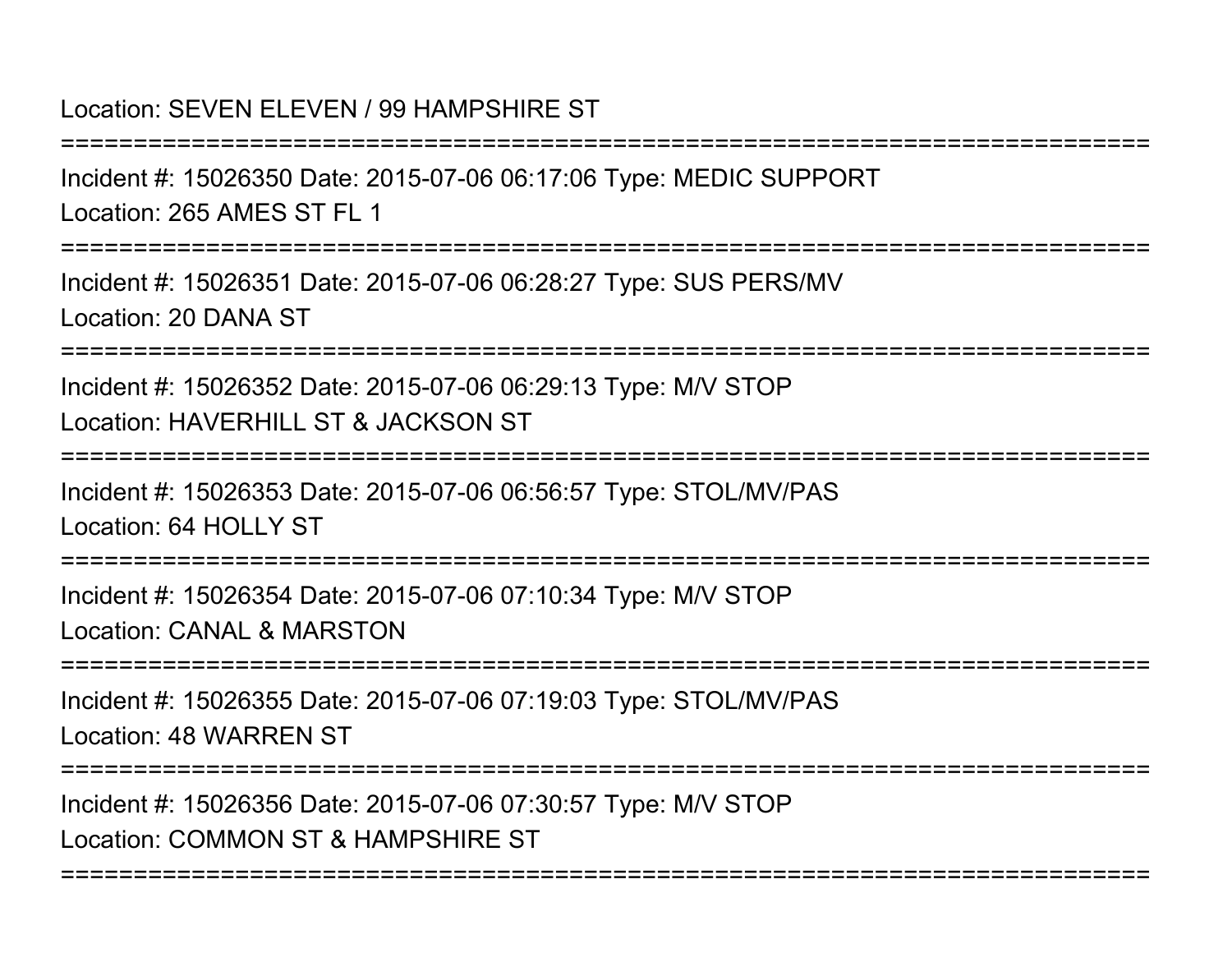Location: SEVEN ELEVEN / 99 HAMPSHIRE ST

===========================================================================

Incident #: 15026350 Date: 2015-07-06 06:17:06 Type: MEDIC SUPPORT

Location: 265 AMES ST FL 1

===========================================================================

Incident #: 15026351 Date: 2015-07-06 06:28:27 Type: SUS PERS/MV

Location: 20 DANA ST

===========================================================================

Incident #: 15026352 Date: 2015-07-06 06:29:13 Type: M/V STOP

Location: HAVERHILL ST & JACKSON ST

===========================================================================

Incident #: 15026353 Date: 2015-07-06 06:56:57 Type: STOL/MV/PAS

Location: 64 HOLLY ST

===========================================================================

Incident #: 15026354 Date: 2015-07-06 07:10:34 Type: M/V STOP

Location: CANAL & MARSTON

===========================================================================

Incident #: 15026355 Date: 2015-07-06 07:19:03 Type: STOL/MV/PAS

Location: 48 WARREN ST

===========================================================================

Incident #: 15026356 Date: 2015-07-06 07:30:57 Type: M/V STOP

Location: COMMON ST & HAMPSHIRE ST

===========================================================================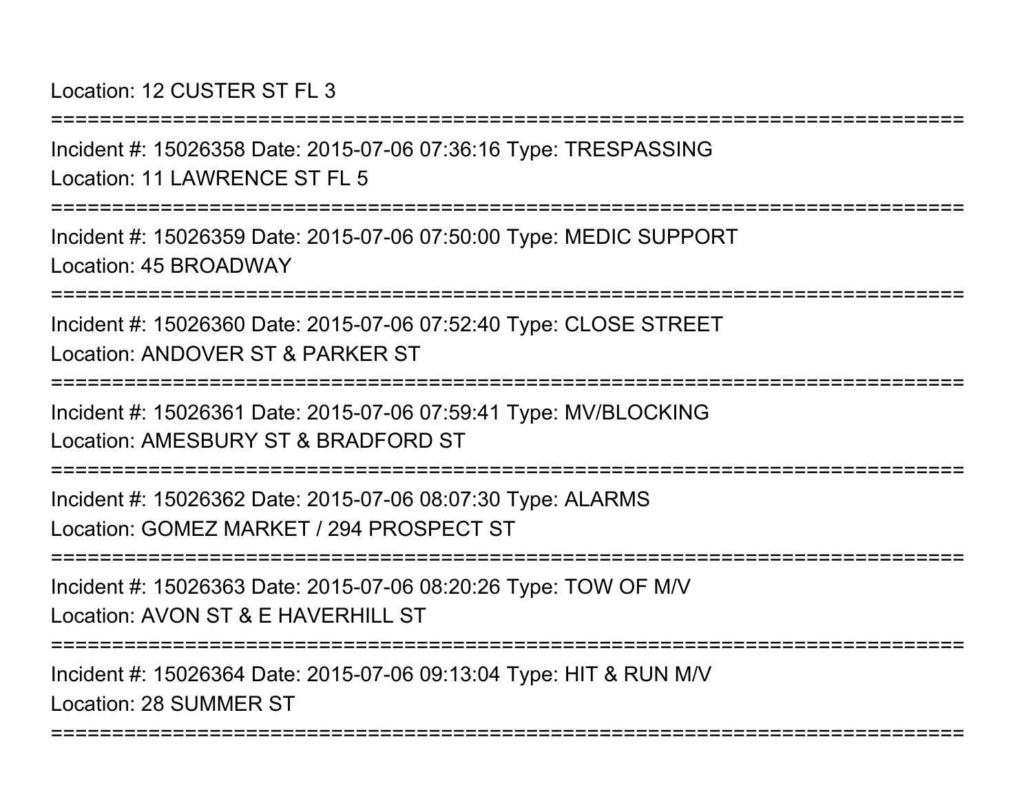Location: 12 CUSTER ST FL 3

===========================================================================

Incident #: 15026358 Date: 2015-07-06 07:36:16 Type: TRESPASSING

Location: 11 LAWRENCE ST FL 5

===========================================================================

Incident #: 15026359 Date: 2015-07-06 07:50:00 Type: MEDIC SUPPORT

Location: 45 BROADWAY

===========================================================================

Incident #: 15026360 Date: 2015-07-06 07:52:40 Type: CLOSE STREET

Location: ANDOVER ST & PARKER ST

===========================================================================

Incident #: 15026361 Date: 2015-07-06 07:59:41 Type: MV/BLOCKING

Location: AMESBURY ST & BRADFORD ST

===========================================================================

Incident #: 15026362 Date: 2015-07-06 08:07:30 Type: ALARMS

Location: GOMEZ MARKET / 294 PROSPECT ST

===========================================================================

Incident #: 15026363 Date: 2015-07-06 08:20:26 Type: TOW OF M/V

Location: AVON ST & E HAVERHILL ST

===========================================================================

Incident #: 15026364 Date: 2015-07-06 09:13:04 Type: HIT & RUN M/V

Location: 28 SUMMER ST

===========================================================================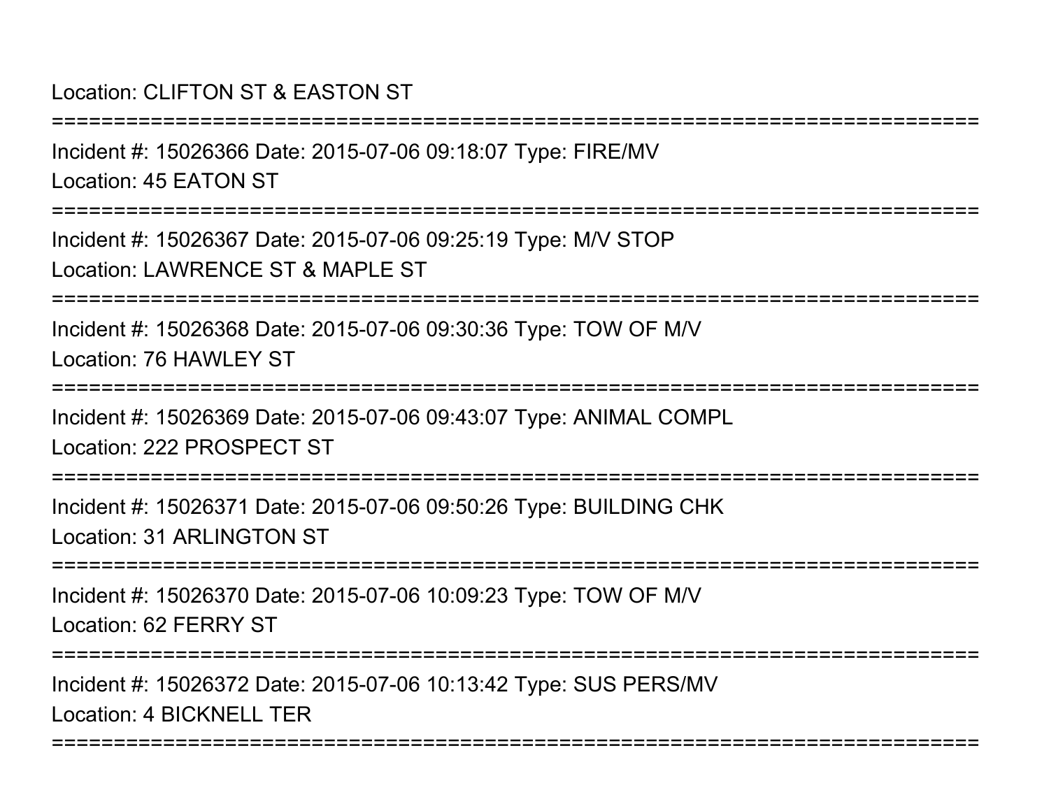Location: CLIFTON ST & EASTON ST

===========================================================================

Incident #: 15026366 Date: 2015-07-06 09:18:07 Type: FIRE/MV

Location: 45 EATON ST

===========================================================================

Incident #: 15026367 Date: 2015-07-06 09:25:19 Type: M/V STOP

Location: LAWRENCE ST & MAPLE ST

===========================================================================

Incident #: 15026368 Date: 2015-07-06 09:30:36 Type: TOW OF M/V

Location: 76 HAWLEY ST

===========================================================================

Incident #: 15026369 Date: 2015-07-06 09:43:07 Type: ANIMAL COMPL

Location: 222 PROSPECT ST

===========================================================================

Incident #: 15026371 Date: 2015-07-06 09:50:26 Type: BUILDING CHK

Location: 31 ARLINGTON ST

===========================================================================

Incident #: 15026370 Date: 2015-07-06 10:09:23 Type: TOW OF M/V

Location: 62 FERRY ST

===========================================================================

Incident #: 15026372 Date: 2015-07-06 10:13:42 Type: SUS PERS/MV

Location: 4 BICKNELL TER

===========================================================================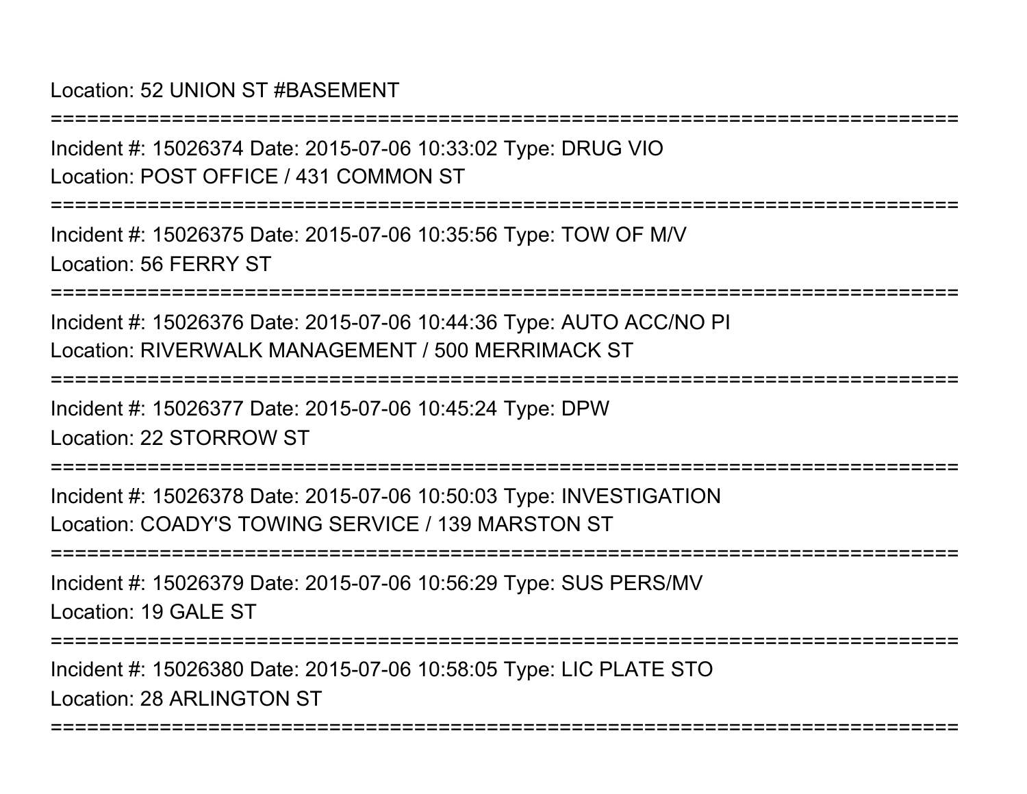Location: 52 UNION ST #BASEMENT

===========================================================================

Incident #: 15026374 Date: 2015-07-06 10:33:02 Type: DRUG VIO
Location: POST OFFICE / 431 COMMON ST

===========================================================================

Incident #: 15026375 Date: 2015-07-06 10:35:56 Type: TOW OF M/V
Location: 56 FERRY ST

===========================================================================

Incident #: 15026376 Date: 2015-07-06 10:44:36 Type: AUTO ACC/NO PI
Location: RIVERWALK MANAGEMENT / 500 MERRIMACK ST

===========================================================================

Incident #: 15026377 Date: 2015-07-06 10:45:24 Type: DPW
Location: 22 STORROW ST

===========================================================================

Incident #: 15026378 Date: 2015-07-06 10:50:03 Type: INVESTIGATION
Location: COADY'S TOWING SERVICE / 139 MARSTON ST

===========================================================================

Incident #: 15026379 Date: 2015-07-06 10:56:29 Type: SUS PERS/MV
Location: 19 GALE ST

===========================================================================

Incident #: 15026380 Date: 2015-07-06 10:58:05 Type: LIC PLATE STO
Location: 28 ARLINGTON ST

===========================================================================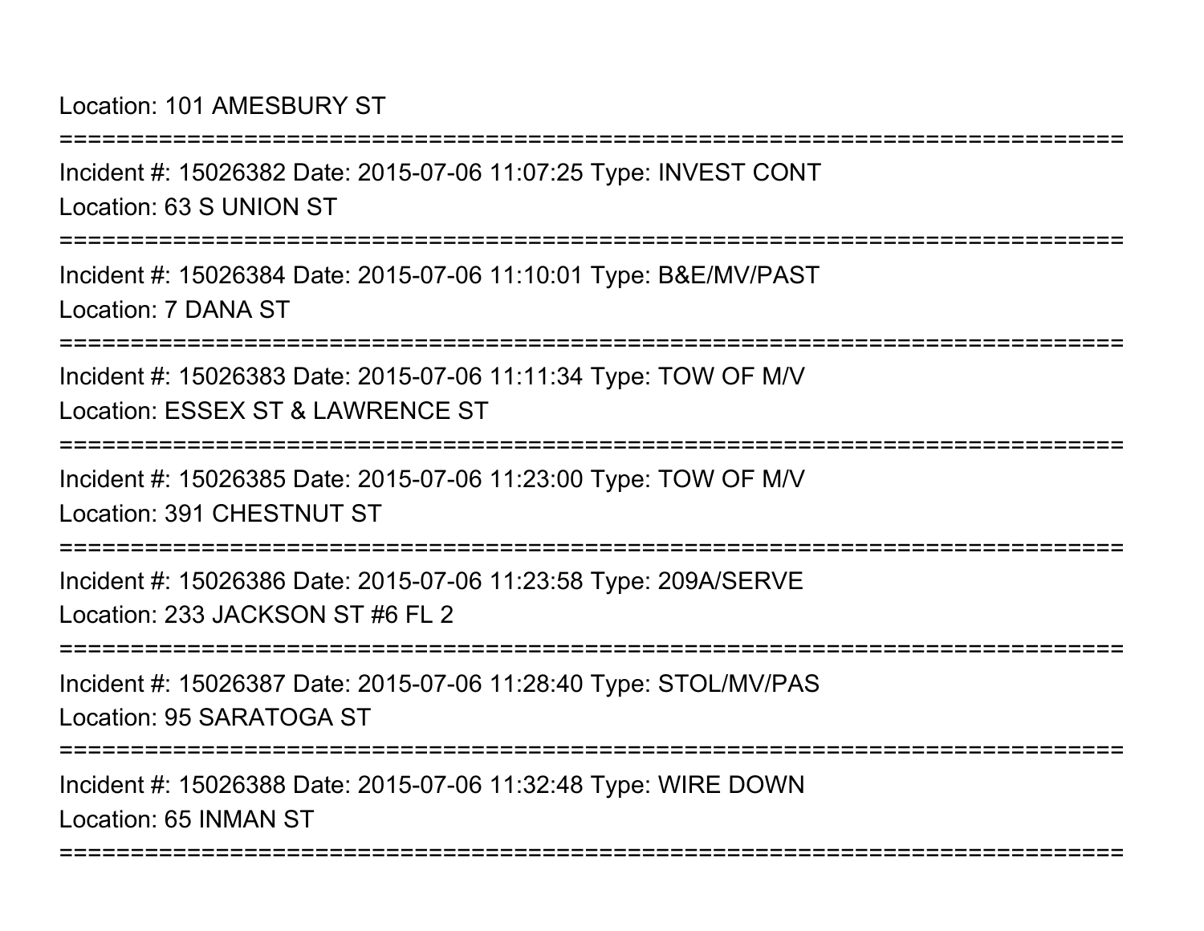Location: 101 AMESBURY ST

===========================================================================

Incident #: 15026382 Date: 2015-07-06 11:07:25 Type: INVEST CONT

Location: 63 S UNION ST

===========================================================================

Incident #: 15026384 Date: 2015-07-06 11:10:01 Type: B&E/MV/PAST

Location: 7 DANA ST

===========================================================================

Incident #: 15026383 Date: 2015-07-06 11:11:34 Type: TOW OF M/V

Location: ESSEX ST & LAWRENCE ST

===========================================================================

Incident #: 15026385 Date: 2015-07-06 11:23:00 Type: TOW OF M/V

Location: 391 CHESTNUT ST

===========================================================================

Incident #: 15026386 Date: 2015-07-06 11:23:58 Type: 209A/SERVE

Location: 233 JACKSON ST #6 FL 2

===========================================================================

Incident #: 15026387 Date: 2015-07-06 11:28:40 Type: STOL/MV/PAS

Location: 95 SARATOGA ST

===========================================================================

Incident #: 15026388 Date: 2015-07-06 11:32:48 Type: WIRE DOWN

Location: 65 INMAN ST

===========================================================================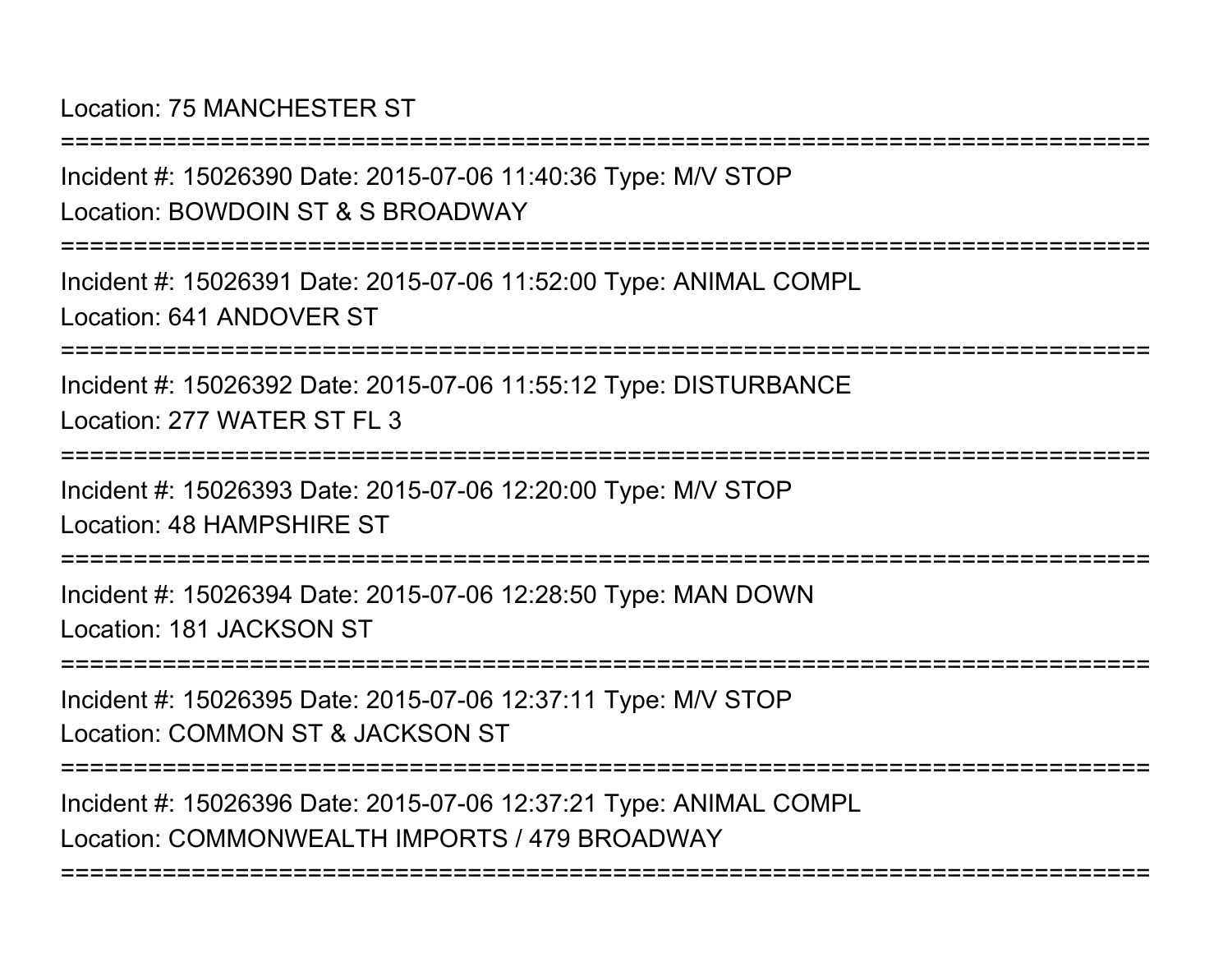Location: 75 MANCHESTER ST

===========================================================================

Incident #: 15026390 Date: 2015-07-06 11:40:36 Type: M/V STOP

Location: BOWDOIN ST & S BROADWAY

===========================================================================

Incident #: 15026391 Date: 2015-07-06 11:52:00 Type: ANIMAL COMPL

Location: 641 ANDOVER ST

===========================================================================

Incident #: 15026392 Date: 2015-07-06 11:55:12 Type: DISTURBANCE

Location: 277 WATER ST FL 3

===========================================================================

Incident #: 15026393 Date: 2015-07-06 12:20:00 Type: M/V STOP

Location: 48 HAMPSHIRE ST

===========================================================================

Incident #: 15026394 Date: 2015-07-06 12:28:50 Type: MAN DOWN

Location: 181 JACKSON ST

===========================================================================

Incident #: 15026395 Date: 2015-07-06 12:37:11 Type: M/V STOP

Location: COMMON ST & JACKSON ST

===========================================================================

Incident #: 15026396 Date: 2015-07-06 12:37:21 Type: ANIMAL COMPL

Location: COMMONWEALTH IMPORTS / 479 BROADWAY

===========================================================================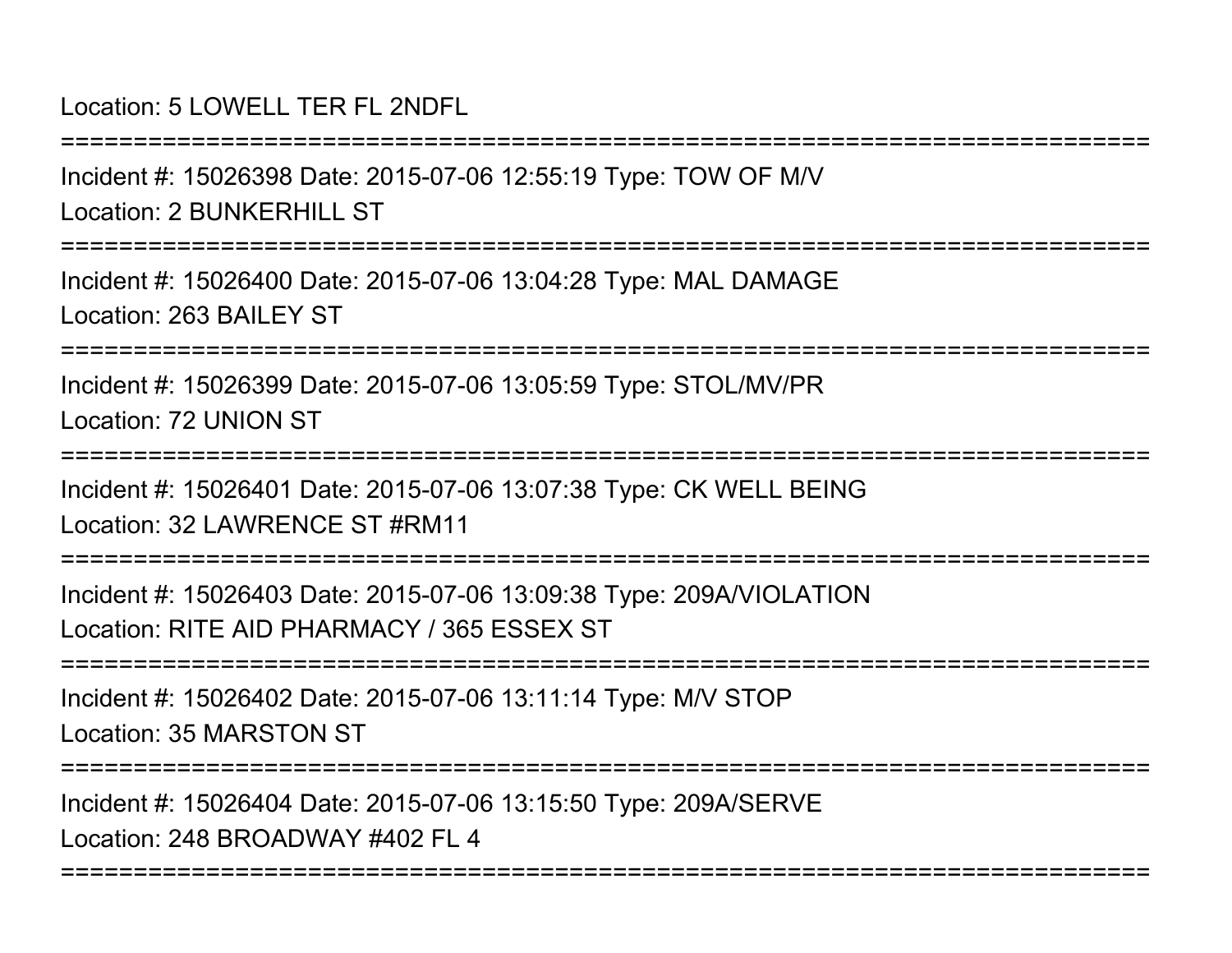Location: 5 LOWELL TER FL 2NDFL

==============================================================================

Incident #: 15026398 Date: 2015-07-06 12:55:19 Type: TOW OF M/V

Location: 2 BUNKERHILL ST

==============================================================================

Incident #: 15026400 Date: 2015-07-06 13:04:28 Type: MAL DAMAGE

Location: 263 BAILEY ST

==============================================================================

Incident #: 15026399 Date: 2015-07-06 13:05:59 Type: STOL/MV/PR

Location: 72 UNION ST

==============================================================================

Incident #: 15026401 Date: 2015-07-06 13:07:38 Type: CK WELL BEING

Location: 32 LAWRENCE ST #RM11

==============================================================================

Incident #: 15026403 Date: 2015-07-06 13:09:38 Type: 209A/VIOLATION

Location: RITE AID PHARMACY / 365 ESSEX ST

==============================================================================

Incident #: 15026402 Date: 2015-07-06 13:11:14 Type: M/V STOP

Location: 35 MARSTON ST

==============================================================================

Incident #: 15026404 Date: 2015-07-06 13:15:50 Type: 209A/SERVE

Location: 248 BROADWAY #402 FL 4

==============================================================================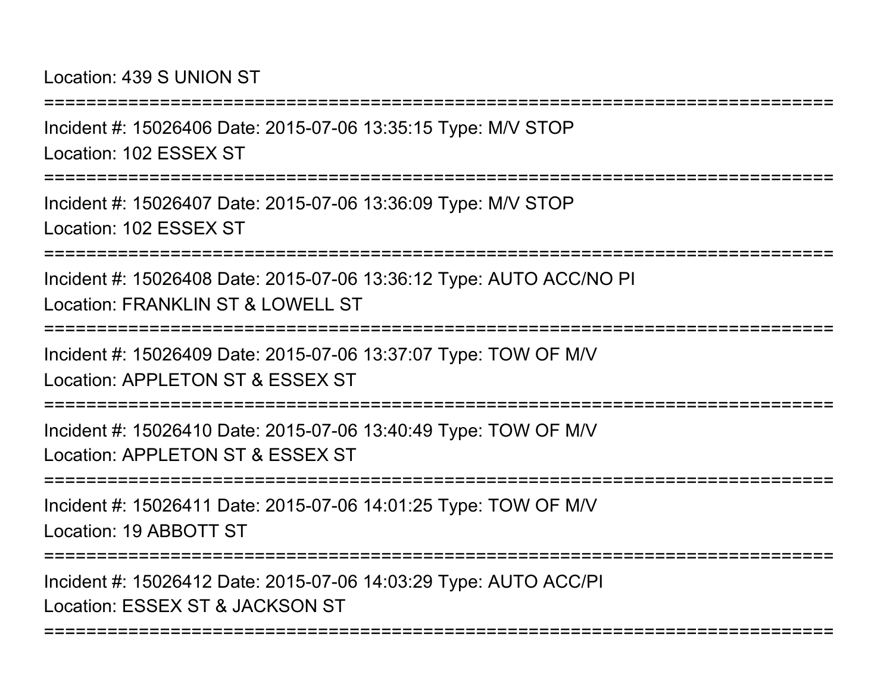Location: 439 S UNION ST

===========================================================================

Incident #: 15026406 Date: 2015-07-06 13:35:15 Type: M/V STOP

Location: 102 ESSEX ST

===========================================================================

Incident #: 15026407 Date: 2015-07-06 13:36:09 Type: M/V STOP

Location: 102 ESSEX ST

===========================================================================

Incident #: 15026408 Date: 2015-07-06 13:36:12 Type: AUTO ACC/NO PI

Location: FRANKLIN ST & LOWELL ST

===========================================================================

Incident #: 15026409 Date: 2015-07-06 13:37:07 Type: TOW OF M/V

Location: APPLETON ST & ESSEX ST

===========================================================================

Incident #: 15026410 Date: 2015-07-06 13:40:49 Type: TOW OF M/V

Location: APPLETON ST & ESSEX ST

===========================================================================

Incident #: 15026411 Date: 2015-07-06 14:01:25 Type: TOW OF M/V

Location: 19 ABBOTT ST

===========================================================================

Incident #: 15026412 Date: 2015-07-06 14:03:29 Type: AUTO ACC/PI

Location: ESSEX ST & JACKSON ST

===========================================================================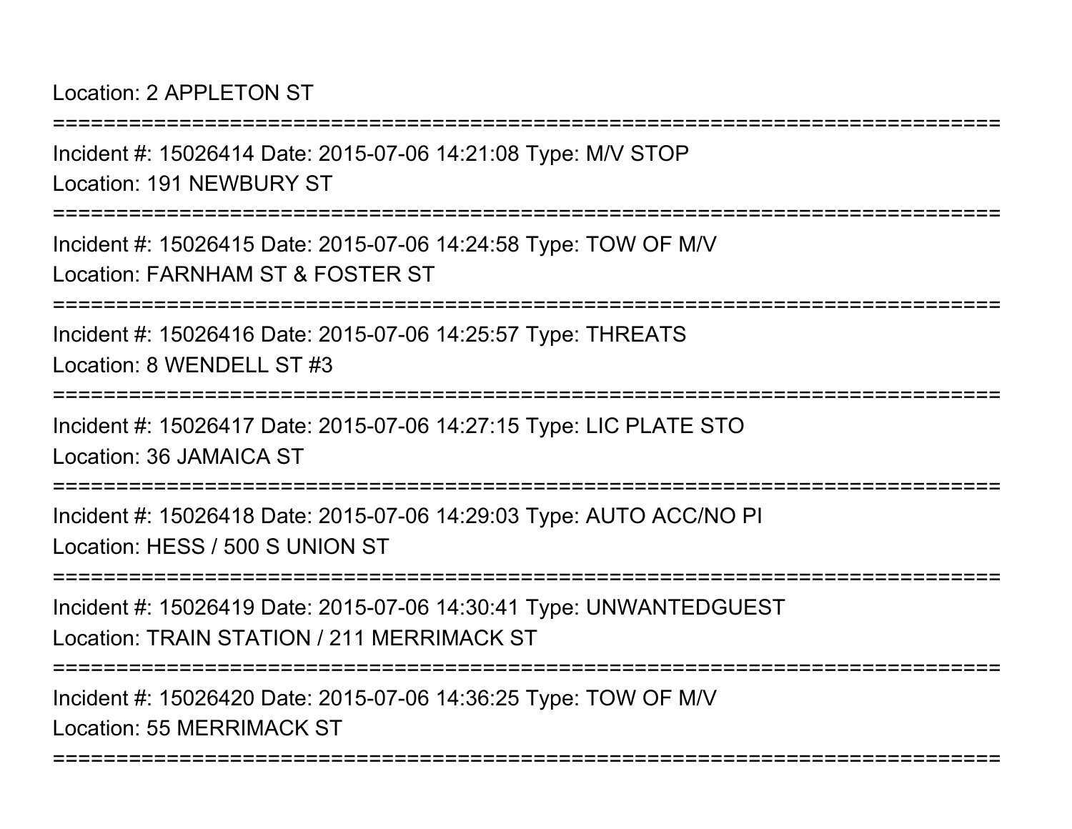Location: 2 APPLETON ST

===========================================================================

Incident #: 15026414 Date: 2015-07-06 14:21:08 Type: M/V STOP

Location: 191 NEWBURY ST

===========================================================================

Incident #: 15026415 Date: 2015-07-06 14:24:58 Type: TOW OF M/V

Location: FARNHAM ST & FOSTER ST

===========================================================================

Incident #: 15026416 Date: 2015-07-06 14:25:57 Type: THREATS

Location: 8 WENDELL ST #3

===========================================================================

Incident #: 15026417 Date: 2015-07-06 14:27:15 Type: LIC PLATE STO

Location: 36 JAMAICA ST

===========================================================================

Incident #: 15026418 Date: 2015-07-06 14:29:03 Type: AUTO ACC/NO PI

Location: HESS / 500 S UNION ST

===========================================================================

Incident #: 15026419 Date: 2015-07-06 14:30:41 Type: UNWANTEDGUEST

Location: TRAIN STATION / 211 MERRIMACK ST

===========================================================================

Incident #: 15026420 Date: 2015-07-06 14:36:25 Type: TOW OF M/V

Location: 55 MERRIMACK ST

===========================================================================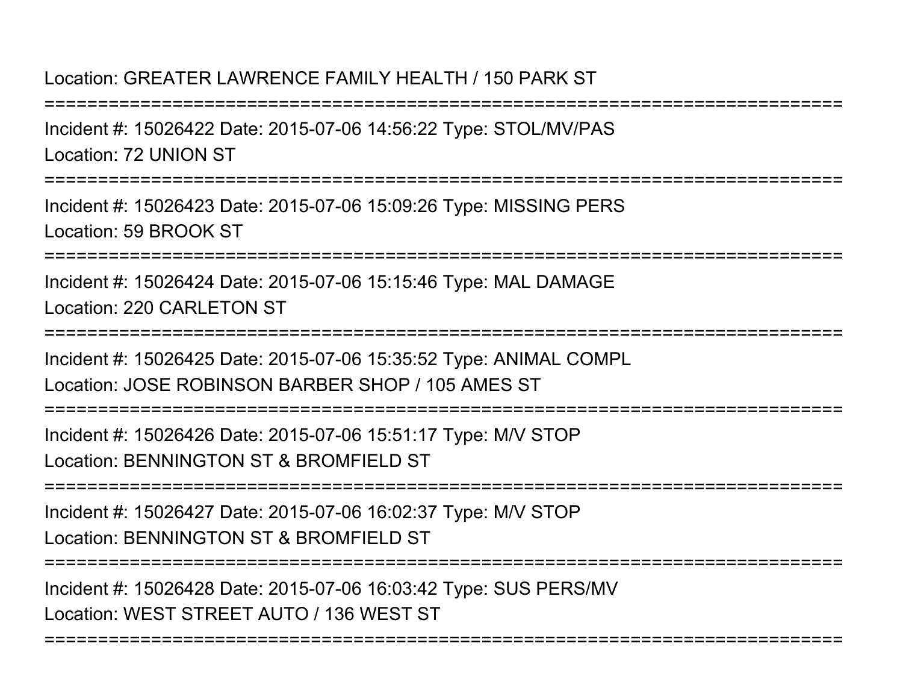Location: GREATER LAWRENCE FAMILY HEALTH / 150 PARK ST

===========================================================================

Incident #: 15026422 Date: 2015-07-06 14:56:22 Type: STOL/MV/PAS

Location: 72 UNION ST

===========================================================================

Incident #: 15026423 Date: 2015-07-06 15:09:26 Type: MISSING PERS

Location: 59 BROOK ST

===========================================================================

Incident #: 15026424 Date: 2015-07-06 15:15:46 Type: MAL DAMAGE

Location: 220 CARLETON ST

===========================================================================

Incident #: 15026425 Date: 2015-07-06 15:35:52 Type: ANIMAL COMPL

Location: JOSE ROBINSON BARBER SHOP / 105 AMES ST

===========================================================================

Incident #: 15026426 Date: 2015-07-06 15:51:17 Type: M/V STOP

Location: BENNINGTON ST & BROMFIELD ST

===========================================================================

Incident #: 15026427 Date: 2015-07-06 16:02:37 Type: M/V STOP

Location: BENNINGTON ST & BROMFIELD ST

===========================================================================

Incident #: 15026428 Date: 2015-07-06 16:03:42 Type: SUS PERS/MV

Location: WEST STREET AUTO / 136 WEST ST

===========================================================================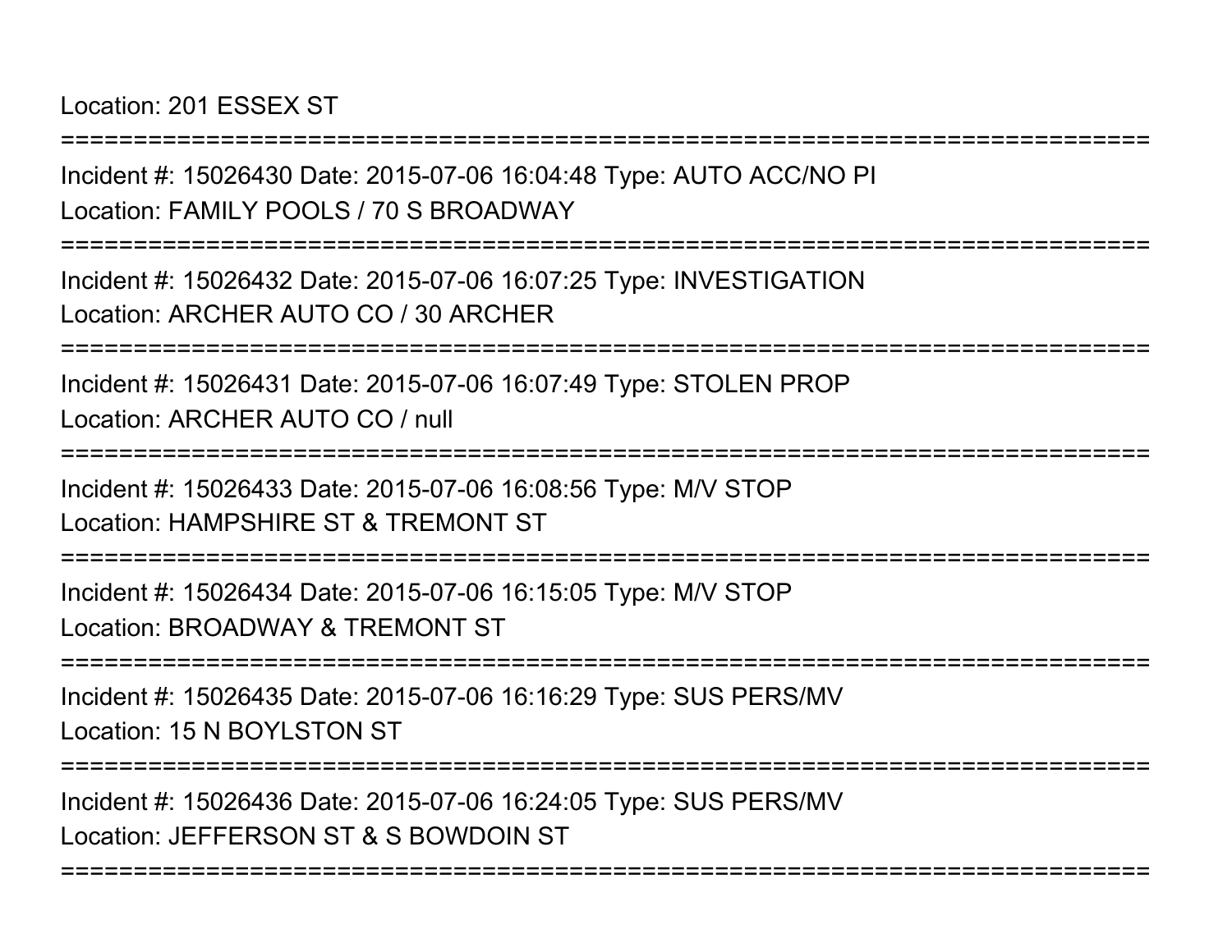Location: 201 ESSEX ST

==============================================================================

Incident #: 15026430 Date: 2015-07-06 16:04:48 Type: AUTO ACC/NO PI

Location: FAMILY POOLS / 70 S BROADWAY

==============================================================================

Incident #: 15026432 Date: 2015-07-06 16:07:25 Type: INVESTIGATION

Location: ARCHER AUTO CO / 30 ARCHER

==============================================================================

Incident #: 15026431 Date: 2015-07-06 16:07:49 Type: STOLEN PROP

Location: ARCHER AUTO CO / null

==============================================================================

Incident #: 15026433 Date: 2015-07-06 16:08:56 Type: M/V STOP

Location: HAMPSHIRE ST & TREMONT ST

==============================================================================

Incident #: 15026434 Date: 2015-07-06 16:15:05 Type: M/V STOP

Location: BROADWAY & TREMONT ST

==============================================================================

Incident #: 15026435 Date: 2015-07-06 16:16:29 Type: SUS PERS/MV

Location: 15 N BOYLSTON ST

==============================================================================

Incident #: 15026436 Date: 2015-07-06 16:24:05 Type: SUS PERS/MV

Location: JEFFERSON ST & S BOWDOIN ST

==============================================================================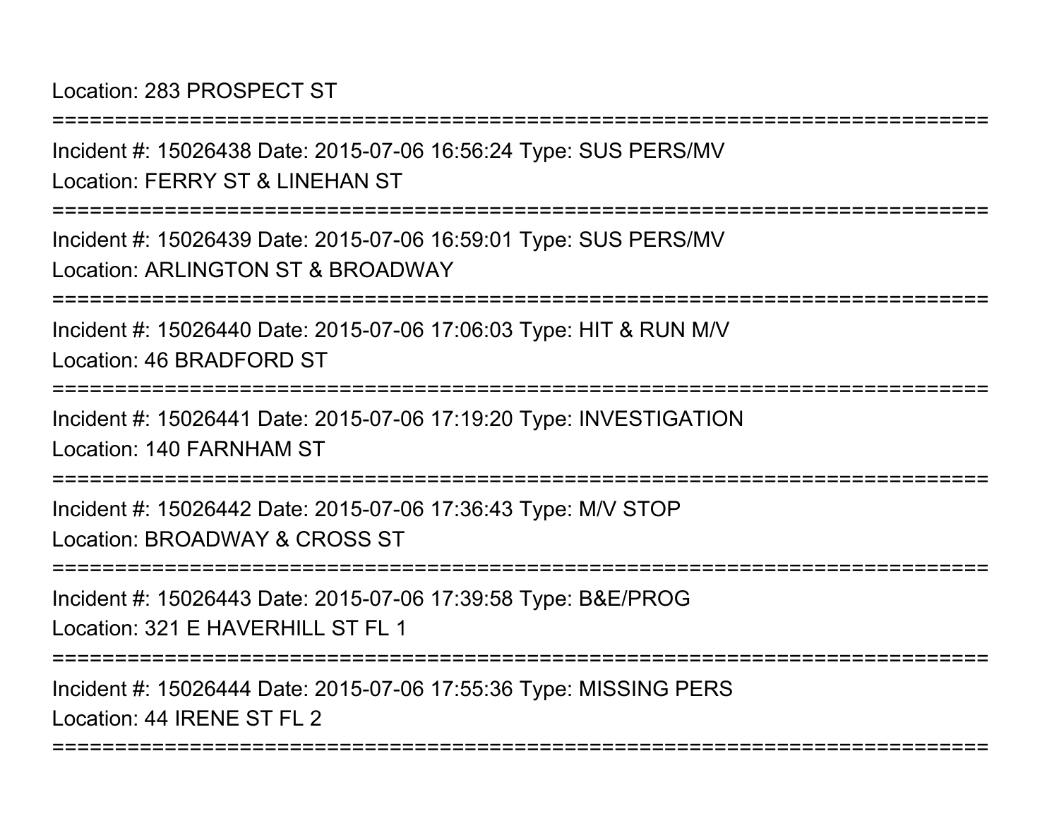Location: 283 PROSPECT ST

===========================================================================

Incident #: 15026438 Date: 2015-07-06 16:56:24 Type: SUS PERS/MV

Location: FERRY ST & LINEHAN ST

===========================================================================

Incident #: 15026439 Date: 2015-07-06 16:59:01 Type: SUS PERS/MV

Location: ARLINGTON ST & BROADWAY

===========================================================================

Incident #: 15026440 Date: 2015-07-06 17:06:03 Type: HIT & RUN M/V

Location: 46 BRADFORD ST

===========================================================================

Incident #: 15026441 Date: 2015-07-06 17:19:20 Type: INVESTIGATION

Location: 140 FARNHAM ST

===========================================================================

Incident #: 15026442 Date: 2015-07-06 17:36:43 Type: M/V STOP

Location: BROADWAY & CROSS ST

===========================================================================

Incident #: 15026443 Date: 2015-07-06 17:39:58 Type: B&E/PROG

Location: 321 E HAVERHILL ST FL 1

===========================================================================

Incident #: 15026444 Date: 2015-07-06 17:55:36 Type: MISSING PERS

Location: 44 IRENE ST FL 2

===========================================================================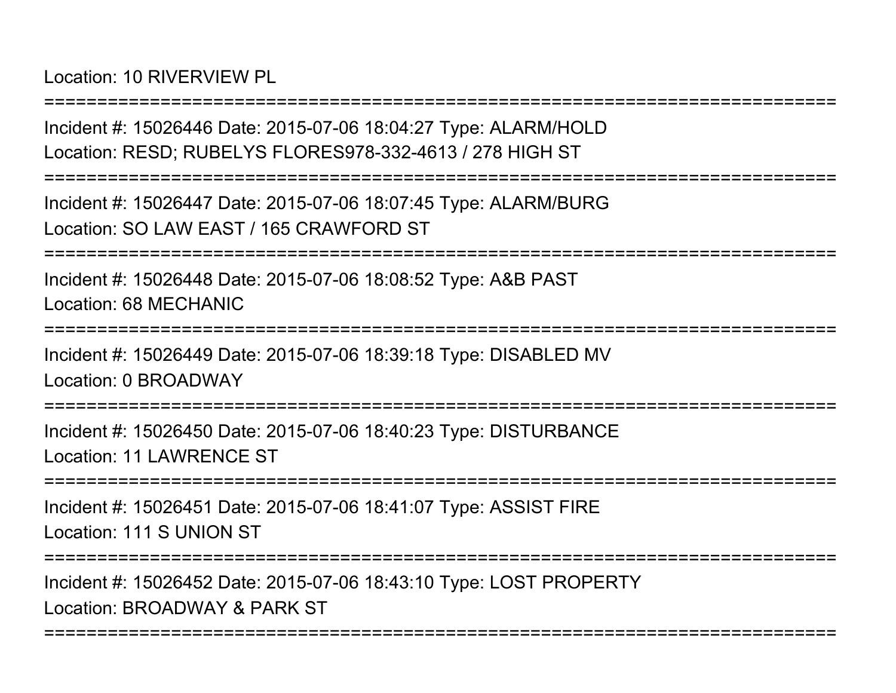Location: 10 RIVERVIEW PL

===========================================================================

Incident #: 15026446 Date: 2015-07-06 18:04:27 Type: ALARM/HOLD

Location: RESD; RUBELYS FLORES978-332-4613 / 278 HIGH ST

===========================================================================

Incident #: 15026447 Date: 2015-07-06 18:07:45 Type: ALARM/BURG

Location: SO LAW EAST / 165 CRAWFORD ST

===========================================================================

Incident #: 15026448 Date: 2015-07-06 18:08:52 Type: A&B PAST

Location: 68 MECHANIC

===========================================================================

Incident #: 15026449 Date: 2015-07-06 18:39:18 Type: DISABLED MV

Location: 0 BROADWAY

===========================================================================

Incident #: 15026450 Date: 2015-07-06 18:40:23 Type: DISTURBANCE

Location: 11 LAWRENCE ST

===========================================================================

Incident #: 15026451 Date: 2015-07-06 18:41:07 Type: ASSIST FIRE

Location: 111 S UNION ST

===========================================================================

Incident #: 15026452 Date: 2015-07-06 18:43:10 Type: LOST PROPERTY

Location: BROADWAY & PARK ST

===========================================================================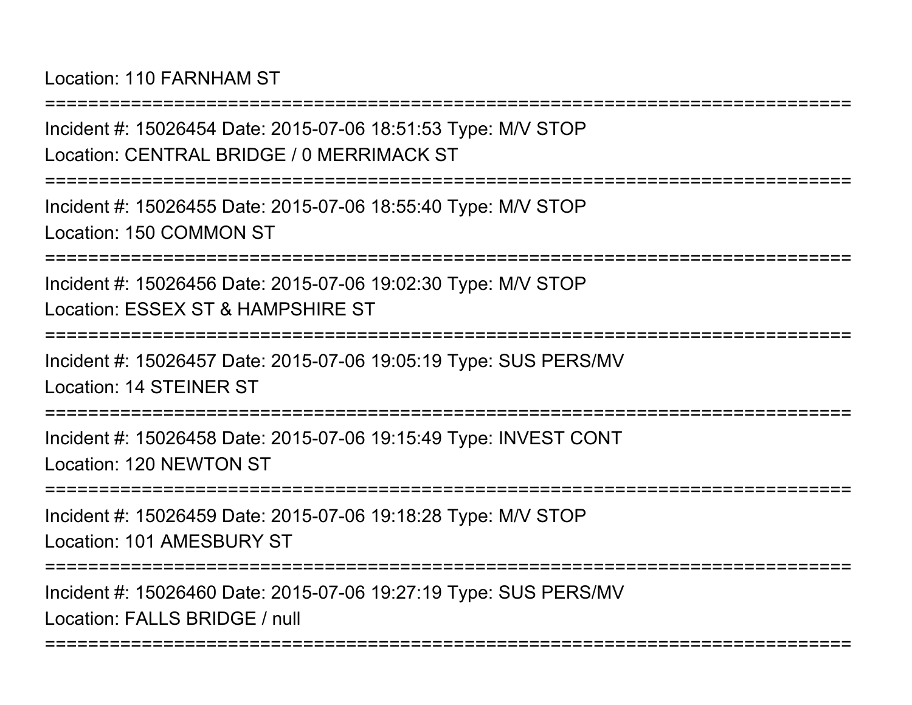Location: 110 FARNHAM ST

===========================================================================

Incident #: 15026454 Date: 2015-07-06 18:51:53 Type: M/V STOP

Location: CENTRAL BRIDGE / 0 MERRIMACK ST

===========================================================================

Incident #: 15026455 Date: 2015-07-06 18:55:40 Type: M/V STOP

Location: 150 COMMON ST

===========================================================================

Incident #: 15026456 Date: 2015-07-06 19:02:30 Type: M/V STOP

Location: ESSEX ST & HAMPSHIRE ST

===========================================================================

Incident #: 15026457 Date: 2015-07-06 19:05:19 Type: SUS PERS/MV

Location: 14 STEINER ST

===========================================================================

Incident #: 15026458 Date: 2015-07-06 19:15:49 Type: INVEST CONT

Location: 120 NEWTON ST

===========================================================================

Incident #: 15026459 Date: 2015-07-06 19:18:28 Type: M/V STOP

Location: 101 AMESBURY ST

===========================================================================

Incident #: 15026460 Date: 2015-07-06 19:27:19 Type: SUS PERS/MV

Location: FALLS BRIDGE / null

===========================================================================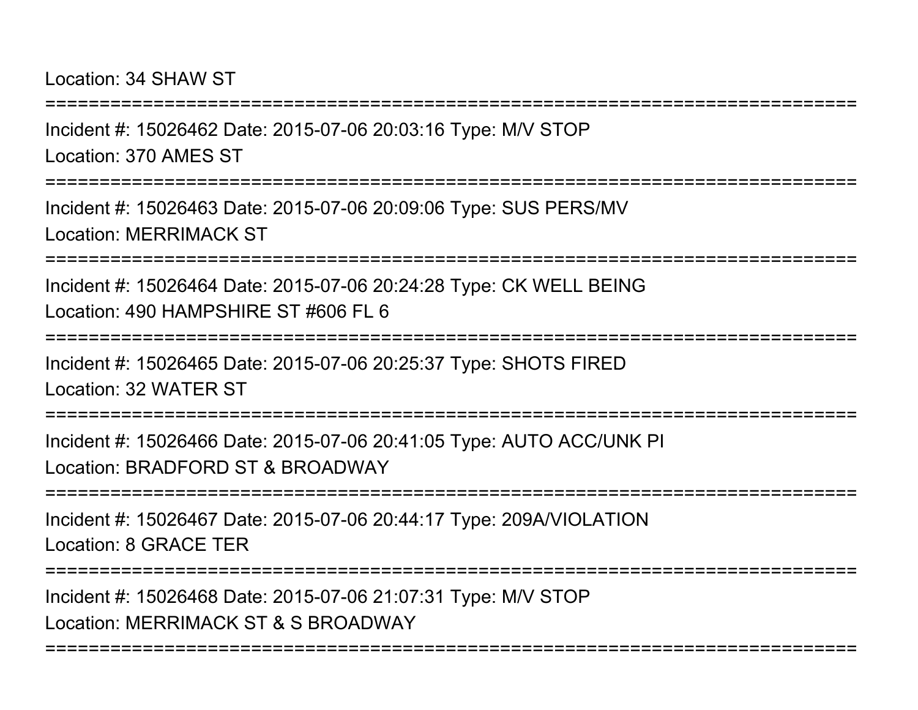Location: 34 SHAW ST

==============================================================================

Incident #: 15026462 Date: 2015-07-06 20:03:16 Type: M/V STOP

Location: 370 AMES ST

==============================================================================

Incident #: 15026463 Date: 2015-07-06 20:09:06 Type: SUS PERS/MV

Location: MERRIMACK ST

==============================================================================

Incident #: 15026464 Date: 2015-07-06 20:24:28 Type: CK WELL BEING

Location: 490 HAMPSHIRE ST #606 FL 6

==============================================================================

Incident #: 15026465 Date: 2015-07-06 20:25:37 Type: SHOTS FIRED

Location: 32 WATER ST

==============================================================================

Incident #: 15026466 Date: 2015-07-06 20:41:05 Type: AUTO ACC/UNK PI

Location: BRADFORD ST & BROADWAY

==============================================================================

Incident #: 15026467 Date: 2015-07-06 20:44:17 Type: 209A/VIOLATION

Location: 8 GRACE TER

==============================================================================

Incident #: 15026468 Date: 2015-07-06 21:07:31 Type: M/V STOP

Location: MERRIMACK ST & S BROADWAY

==============================================================================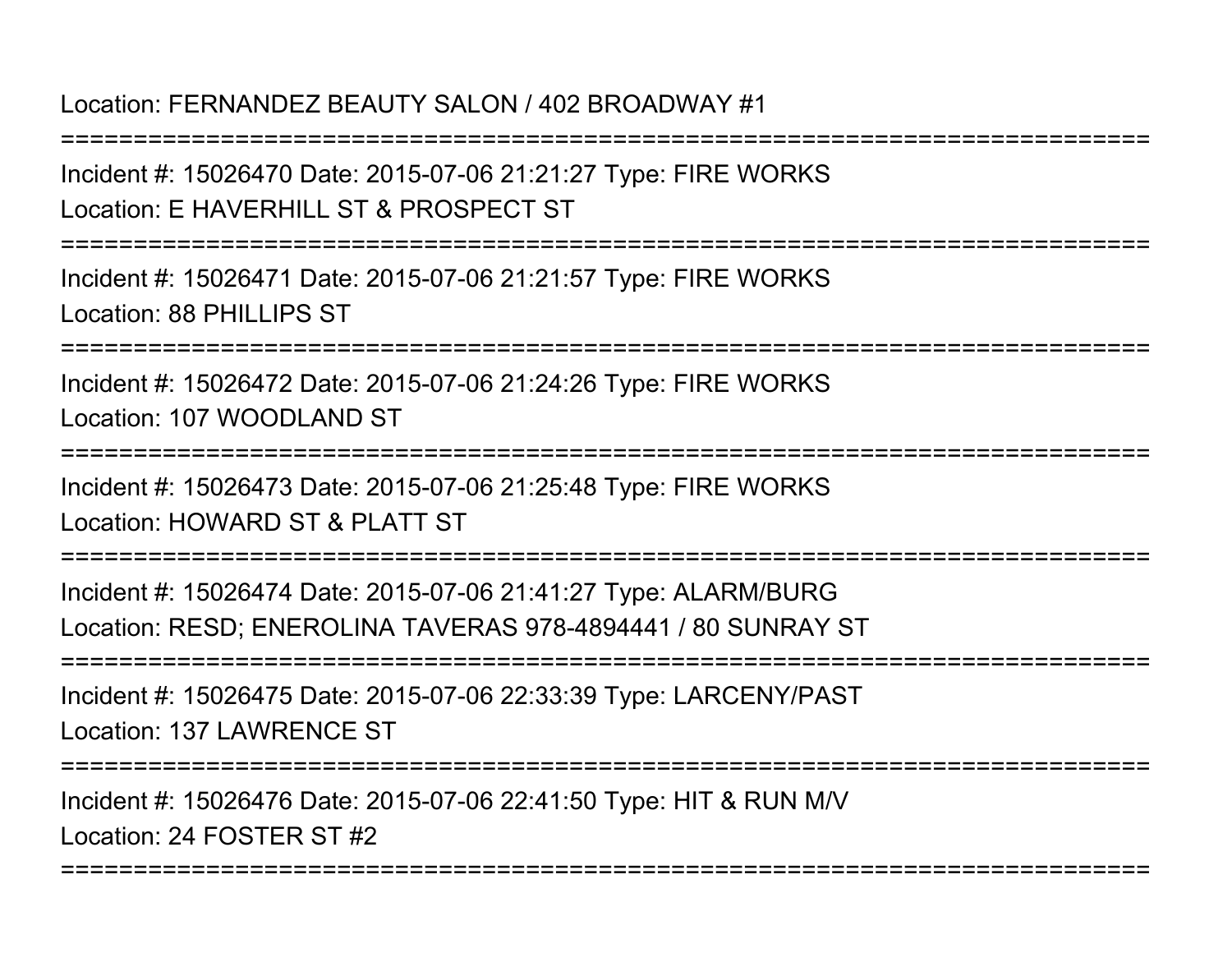Location: FERNANDEZ BEAUTY SALON / 402 BROADWAY #1

===========================================================================

Incident #: 15026470 Date: 2015-07-06 21:21:27 Type: FIRE WORKS

Location: E HAVERHILL ST & PROSPECT ST

===========================================================================

Incident #: 15026471 Date: 2015-07-06 21:21:57 Type: FIRE WORKS

Location: 88 PHILLIPS ST

===========================================================================

Incident #: 15026472 Date: 2015-07-06 21:24:26 Type: FIRE WORKS

Location: 107 WOODLAND ST

===========================================================================

Incident #: 15026473 Date: 2015-07-06 21:25:48 Type: FIRE WORKS

Location: HOWARD ST & PLATT ST

===========================================================================

Incident #: 15026474 Date: 2015-07-06 21:41:27 Type: ALARM/BURG

Location: RESD; ENEROLINA TAVERAS 978-4894441 / 80 SUNRAY ST

===========================================================================

Incident #: 15026475 Date: 2015-07-06 22:33:39 Type: LARCENY/PAST

Location: 137 LAWRENCE ST

===========================================================================

Incident #: 15026476 Date: 2015-07-06 22:41:50 Type: HIT & RUN M/V

Location: 24 FOSTER ST #2

===========================================================================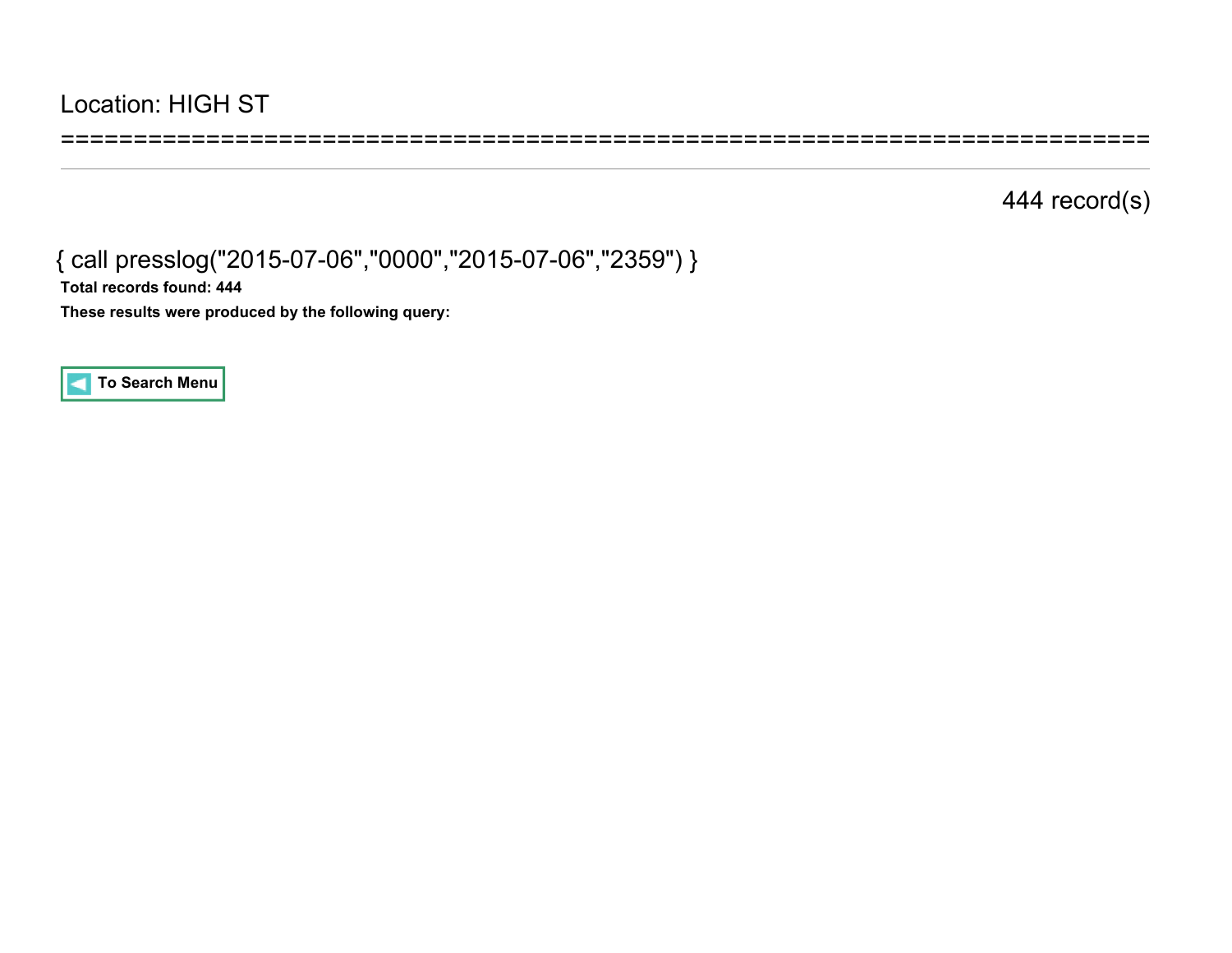Location: HIGH ST

================================================================

444 record(s)

{ call presslog("2015-07-06","0000","2015-07-06","2359") }

**Total records found: 444**

**These results were produced by the following query:**

**To Search Menu**